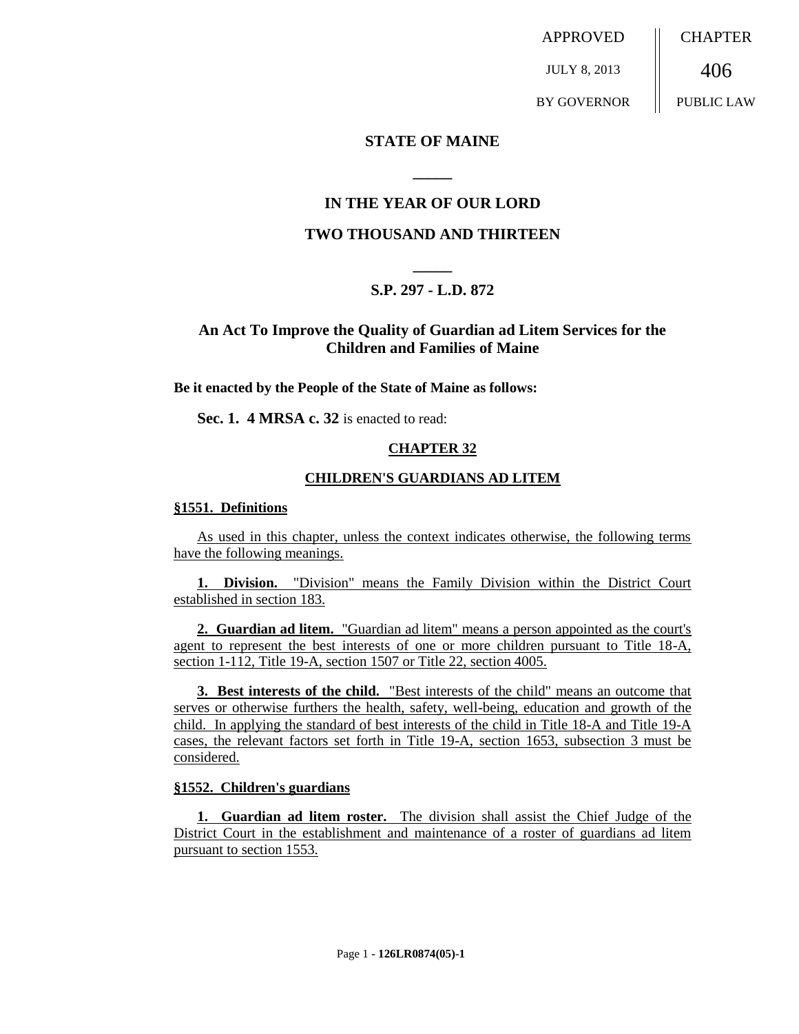APPROVED JULY 8, 2013 BY GOVERNOR

CHAPTER 406 PUBLIC LAW

# STATE OF MAINE

## IN THE YEAR OF OUR LORD

## TWO THOUSAND AND THIRTEEN

### S.P. 297 - L.D. 872

### An Act To Improve the Quality of Guardian ad Litem Services for the Children and Families of Maine

**Be it enacted by the People of the State of Maine as follows:**

**Sec. 1. 4 MRSA c. 32** is enacted to read:

**CHAPTER 32**

**CHILDREN'S GUARDIANS AD LITEM**

**§1551. Definitions**

As used in this chapter, unless the context indicates otherwise, the following terms have the following meanings.

**1. Division.** "Division" means the Family Division within the District Court established in section 183.

**2. Guardian ad litem.** "Guardian ad litem" means a person appointed as the court's agent to represent the best interests of one or more children pursuant to Title 18-A, section 1-112, Title 19-A, section 1507 or Title 22, section 4005.

**3. Best interests of the child.** "Best interests of the child" means an outcome that serves or otherwise furthers the health, safety, well-being, education and growth of the child. In applying the standard of best interests of the child in Title 18-A and Title 19-A cases, the relevant factors set forth in Title 19-A, section 1653, subsection 3 must be considered.

**§1552. Children's guardians**

**1. Guardian ad litem roster.** The division shall assist the Chief Judge of the District Court in the establishment and maintenance of a roster of guardians ad litem pursuant to section 1553.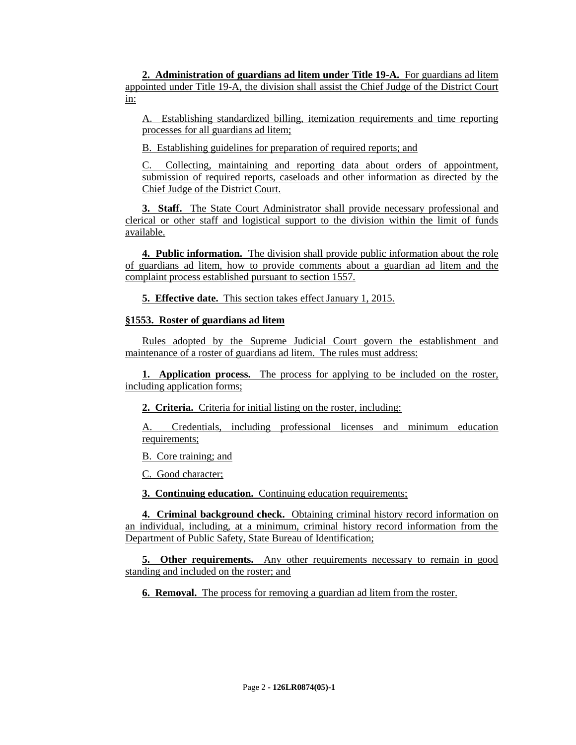**2. Administration of guardians ad litem under Title 19-A.** For guardians ad litem appointed under Title 19-A, the division shall assist the Chief Judge of the District Court in:

A. Establishing standardized billing, itemization requirements and time reporting processes for all guardians ad litem;

B. Establishing guidelines for preparation of required reports; and

C. Collecting, maintaining and reporting data about orders of appointment, submission of required reports, caseloads and other information as directed by the Chief Judge of the District Court.

**3. Staff.** The State Court Administrator shall provide necessary professional and clerical or other staff and logistical support to the division within the limit of funds available.

**4. Public information.** The division shall provide public information about the role of guardians ad litem, how to provide comments about a guardian ad litem and the complaint process established pursuant to section 1557.

**5. Effective date.** This section takes effect January 1, 2015.

**§1553. Roster of guardians ad litem**

Rules adopted by the Supreme Judicial Court govern the establishment and maintenance of a roster of guardians ad litem. The rules must address:

**1. Application process.** The process for applying to be included on the roster, including application forms;

**2. Criteria.** Criteria for initial listing on the roster, including:

A. Credentials, including professional licenses and minimum education requirements;

B. Core training; and

C. Good character;

**3. Continuing education.** Continuing education requirements;

**4. Criminal background check.** Obtaining criminal history record information on an individual, including, at a minimum, criminal history record information from the Department of Public Safety, State Bureau of Identification;

**5. Other requirements.** Any other requirements necessary to remain in good standing and included on the roster; and

**6. Removal.** The process for removing a guardian ad litem from the roster.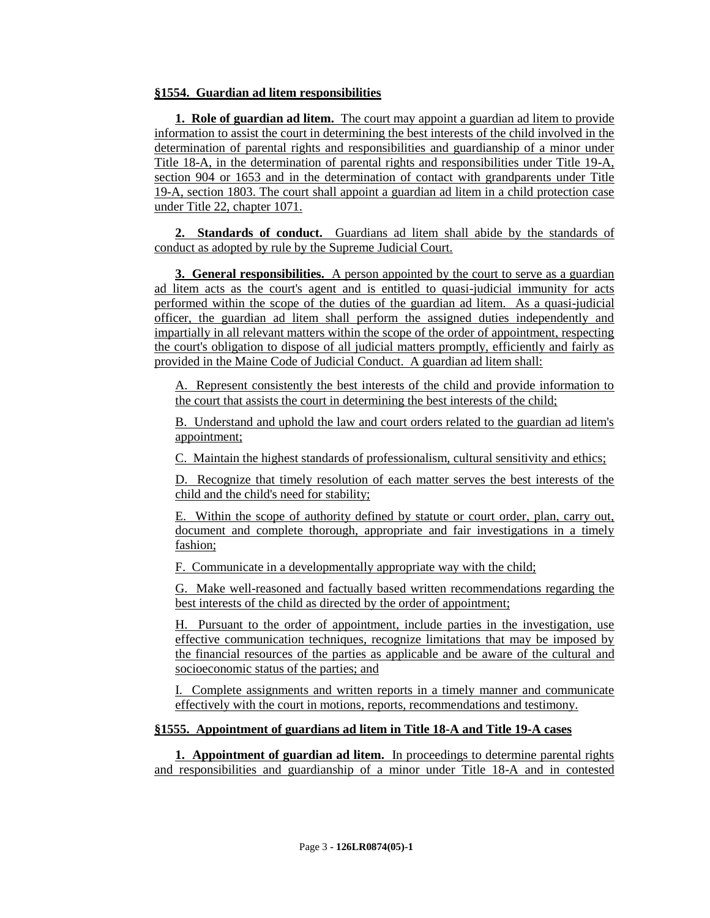**§1554. Guardian ad litem responsibilities**

**1. Role of guardian ad litem.** The court may appoint a guardian ad litem to provide information to assist the court in determining the best interests of the child involved in the determination of parental rights and responsibilities and guardianship of a minor under Title 18-A, in the determination of parental rights and responsibilities under Title 19-A, section 904 or 1653 and in the determination of contact with grandparents under Title 19-A, section 1803. The court shall appoint a guardian ad litem in a child protection case under Title 22, chapter 1071.

**2. Standards of conduct.** Guardians ad litem shall abide by the standards of conduct as adopted by rule by the Supreme Judicial Court.

**3. General responsibilities.** A person appointed by the court to serve as a guardian ad litem acts as the court's agent and is entitled to quasi-judicial immunity for acts performed within the scope of the duties of the guardian ad litem. As a quasi-judicial officer, the guardian ad litem shall perform the assigned duties independently and impartially in all relevant matters within the scope of the order of appointment, respecting the court's obligation to dispose of all judicial matters promptly, efficiently and fairly as provided in the Maine Code of Judicial Conduct. A guardian ad litem shall:

A. Represent consistently the best interests of the child and provide information to the court that assists the court in determining the best interests of the child;

B. Understand and uphold the law and court orders related to the guardian ad litem's appointment;

C. Maintain the highest standards of professionalism, cultural sensitivity and ethics;

D. Recognize that timely resolution of each matter serves the best interests of the child and the child's need for stability;

E. Within the scope of authority defined by statute or court order, plan, carry out, document and complete thorough, appropriate and fair investigations in a timely fashion;

F. Communicate in a developmentally appropriate way with the child;

G. Make well-reasoned and factually based written recommendations regarding the best interests of the child as directed by the order of appointment;

H. Pursuant to the order of appointment, include parties in the investigation, use effective communication techniques, recognize limitations that may be imposed by the financial resources of the parties as applicable and be aware of the cultural and socioeconomic status of the parties; and

I. Complete assignments and written reports in a timely manner and communicate effectively with the court in motions, reports, recommendations and testimony.

**§1555. Appointment of guardians ad litem in Title 18-A and Title 19-A cases**

**1. Appointment of guardian ad litem.** In proceedings to determine parental rights and responsibilities and guardianship of a minor under Title 18-A and in contested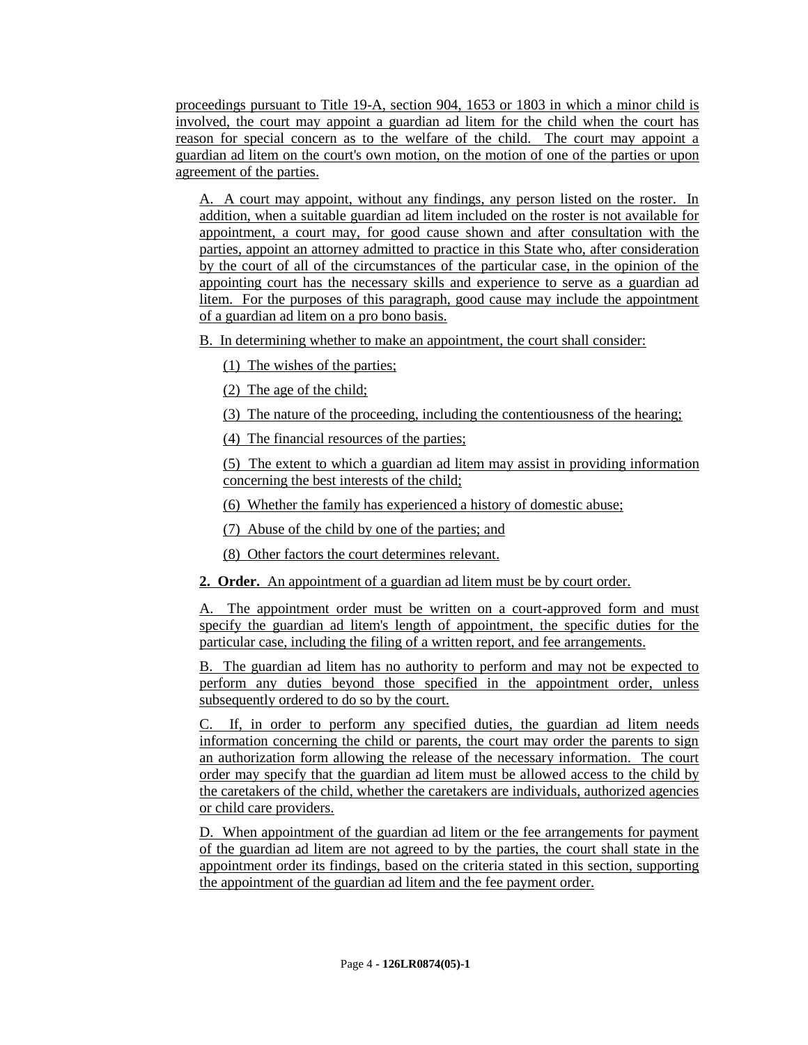proceedings pursuant to Title 19-A, section 904, 1653 or 1803 in which a minor child is involved, the court may appoint a guardian ad litem for the child when the court has reason for special concern as to the welfare of the child. The court may appoint a guardian ad litem on the court's own motion, on the motion of one of the parties or upon agreement of the parties.

A. A court may appoint, without any findings, any person listed on the roster. In addition, when a suitable guardian ad litem included on the roster is not available for appointment, a court may, for good cause shown and after consultation with the parties, appoint an attorney admitted to practice in this State who, after consideration by the court of all of the circumstances of the particular case, in the opinion of the appointing court has the necessary skills and experience to serve as a guardian ad litem. For the purposes of this paragraph, good cause may include the appointment of a guardian ad litem on a pro bono basis.

B. In determining whether to make an appointment, the court shall consider:

(1) The wishes of the parties;

(2) The age of the child;

(3) The nature of the proceeding, including the contentiousness of the hearing;

(4) The financial resources of the parties;

(5) The extent to which a guardian ad litem may assist in providing information concerning the best interests of the child;

(6) Whether the family has experienced a history of domestic abuse;

(7) Abuse of the child by one of the parties; and

(8) Other factors the court determines relevant.

**2. Order.** An appointment of a guardian ad litem must be by court order.

A. The appointment order must be written on a court-approved form and must specify the guardian ad litem's length of appointment, the specific duties for the particular case, including the filing of a written report, and fee arrangements.

B. The guardian ad litem has no authority to perform and may not be expected to perform any duties beyond those specified in the appointment order, unless subsequently ordered to do so by the court.

C. If, in order to perform any specified duties, the guardian ad litem needs information concerning the child or parents, the court may order the parents to sign an authorization form allowing the release of the necessary information. The court order may specify that the guardian ad litem must be allowed access to the child by the caretakers of the child, whether the caretakers are individuals, authorized agencies or child care providers.

D. When appointment of the guardian ad litem or the fee arrangements for payment of the guardian ad litem are not agreed to by the parties, the court shall state in the appointment order its findings, based on the criteria stated in this section, supporting the appointment of the guardian ad litem and the fee payment order.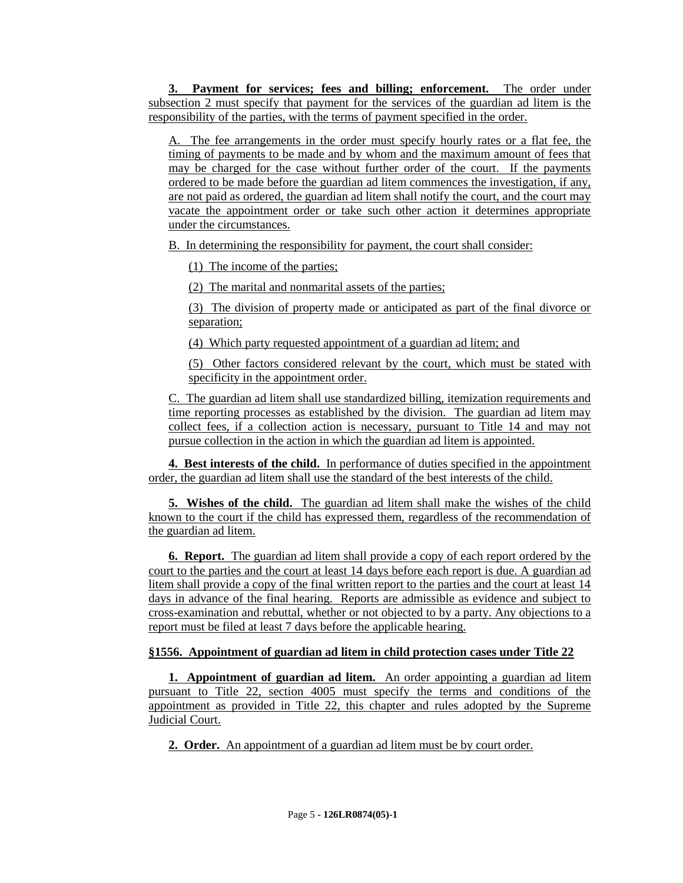**3. Payment for services; fees and billing; enforcement.** The order under subsection 2 must specify that payment for the services of the guardian ad litem is the responsibility of the parties, with the terms of payment specified in the order.

A. The fee arrangements in the order must specify hourly rates or a flat fee, the timing of payments to be made and by whom and the maximum amount of fees that may be charged for the case without further order of the court. If the payments ordered to be made before the guardian ad litem commences the investigation, if any, are not paid as ordered, the guardian ad litem shall notify the court, and the court may vacate the appointment order or take such other action it determines appropriate under the circumstances.

B. In determining the responsibility for payment, the court shall consider:

(1) The income of the parties;

(2) The marital and nonmarital assets of the parties;

(3) The division of property made or anticipated as part of the final divorce or separation;

(4) Which party requested appointment of a guardian ad litem; and

(5) Other factors considered relevant by the court, which must be stated with specificity in the appointment order.

C. The guardian ad litem shall use standardized billing, itemization requirements and time reporting processes as established by the division. The guardian ad litem may collect fees, if a collection action is necessary, pursuant to Title 14 and may not pursue collection in the action in which the guardian ad litem is appointed.

**4. Best interests of the child.** In performance of duties specified in the appointment order, the guardian ad litem shall use the standard of the best interests of the child.

**5. Wishes of the child.** The guardian ad litem shall make the wishes of the child known to the court if the child has expressed them, regardless of the recommendation of the guardian ad litem.

**6. Report.** The guardian ad litem shall provide a copy of each report ordered by the court to the parties and the court at least 14 days before each report is due. A guardian ad litem shall provide a copy of the final written report to the parties and the court at least 14 days in advance of the final hearing. Reports are admissible as evidence and subject to cross-examination and rebuttal, whether or not objected to by a party. Any objections to a report must be filed at least 7 days before the applicable hearing.

**§1556. Appointment of guardian ad litem in child protection cases under Title 22**

**1. Appointment of guardian ad litem.** An order appointing a guardian ad litem pursuant to Title 22, section 4005 must specify the terms and conditions of the appointment as provided in Title 22, this chapter and rules adopted by the Supreme Judicial Court.

**2. Order.** An appointment of a guardian ad litem must be by court order.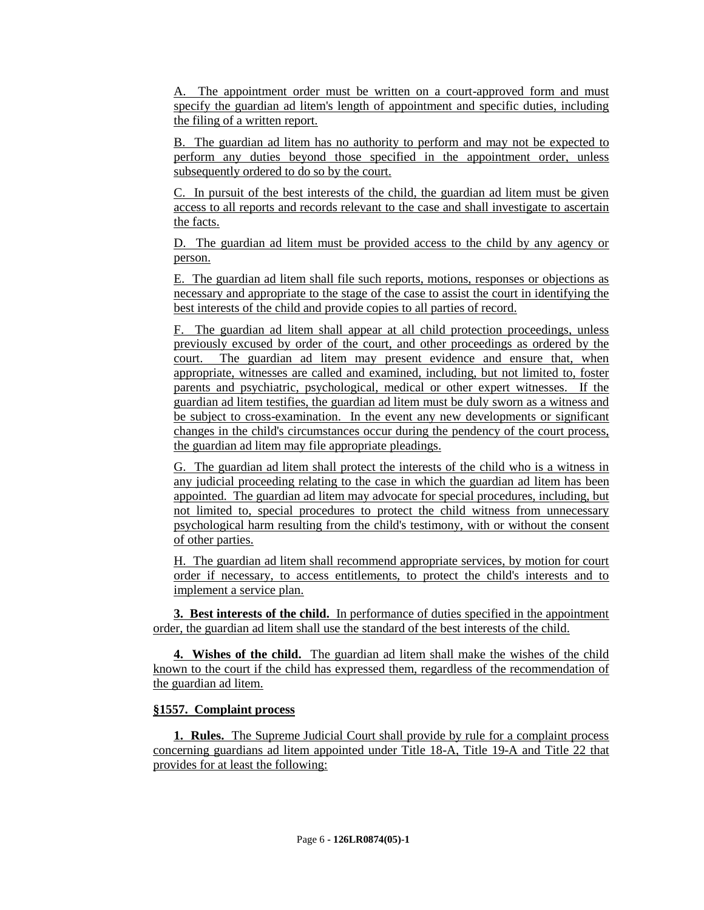A. The appointment order must be written on a court-approved form and must specify the guardian ad litem's length of appointment and specific duties, including the filing of a written report.

B. The guardian ad litem has no authority to perform and may not be expected to perform any duties beyond those specified in the appointment order, unless subsequently ordered to do so by the court.

C. In pursuit of the best interests of the child, the guardian ad litem must be given access to all reports and records relevant to the case and shall investigate to ascertain the facts.

D. The guardian ad litem must be provided access to the child by any agency or person.

E. The guardian ad litem shall file such reports, motions, responses or objections as necessary and appropriate to the stage of the case to assist the court in identifying the best interests of the child and provide copies to all parties of record.

F. The guardian ad litem shall appear at all child protection proceedings, unless previously excused by order of the court, and other proceedings as ordered by the court. The guardian ad litem may present evidence and ensure that, when appropriate, witnesses are called and examined, including, but not limited to, foster parents and psychiatric, psychological, medical or other expert witnesses. If the guardian ad litem testifies, the guardian ad litem must be duly sworn as a witness and be subject to cross-examination. In the event any new developments or significant changes in the child's circumstances occur during the pendency of the court process, the guardian ad litem may file appropriate pleadings.

G. The guardian ad litem shall protect the interests of the child who is a witness in any judicial proceeding relating to the case in which the guardian ad litem has been appointed. The guardian ad litem may advocate for special procedures, including, but not limited to, special procedures to protect the child witness from unnecessary psychological harm resulting from the child's testimony, with or without the consent of other parties.

H. The guardian ad litem shall recommend appropriate services, by motion for court order if necessary, to access entitlements, to protect the child's interests and to implement a service plan.

**3. Best interests of the child.** In performance of duties specified in the appointment order, the guardian ad litem shall use the standard of the best interests of the child.

**4. Wishes of the child.** The guardian ad litem shall make the wishes of the child known to the court if the child has expressed them, regardless of the recommendation of the guardian ad litem.

**§1557. Complaint process**

**1. Rules.** The Supreme Judicial Court shall provide by rule for a complaint process concerning guardians ad litem appointed under Title 18-A, Title 19-A and Title 22 that provides for at least the following: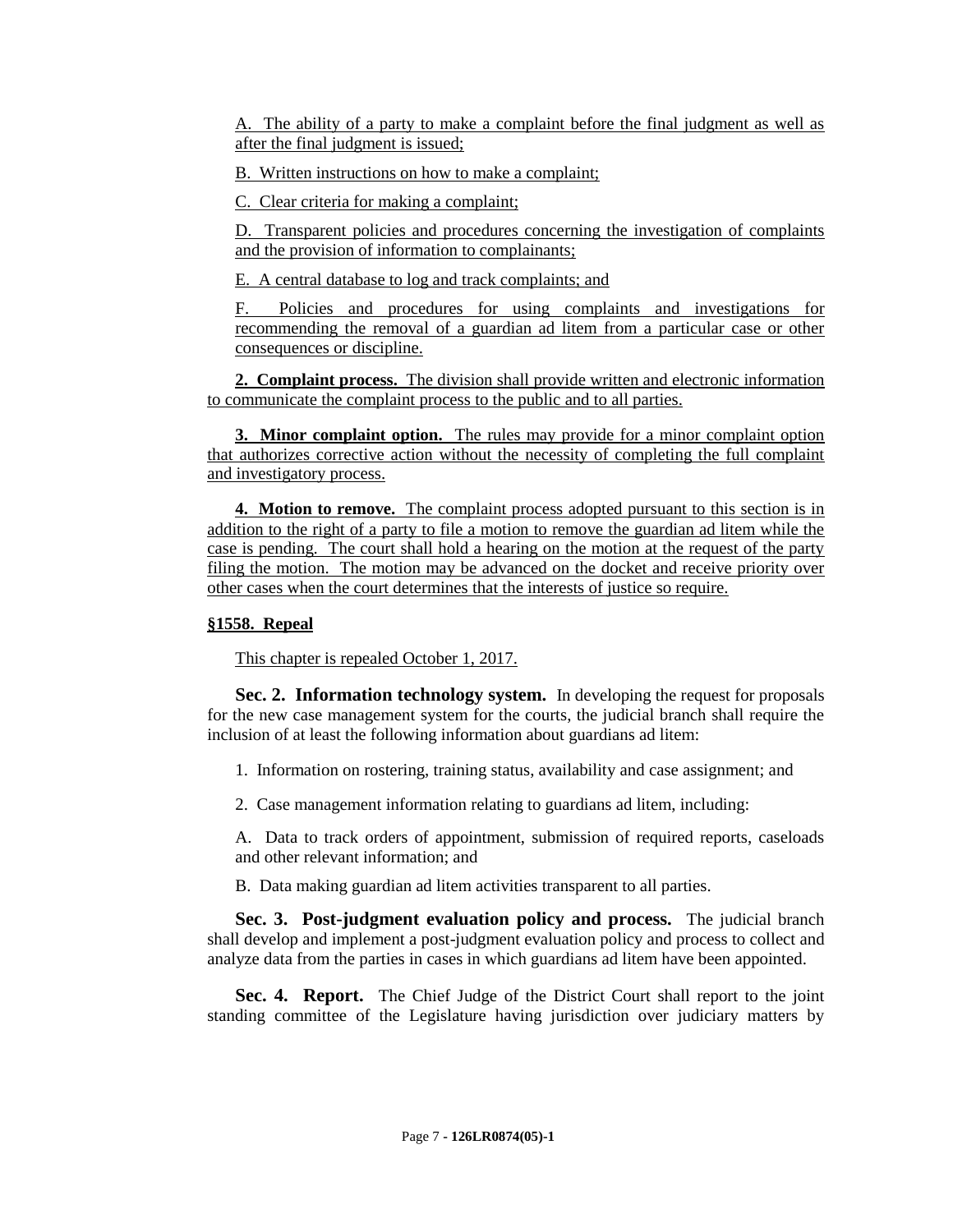A. The ability of a party to make a complaint before the final judgment as well as after the final judgment is issued;

B. Written instructions on how to make a complaint;

C. Clear criteria for making a complaint;

D. Transparent policies and procedures concerning the investigation of complaints and the provision of information to complainants;

E. A central database to log and track complaints; and

F. Policies and procedures for using complaints and investigations for recommending the removal of a guardian ad litem from a particular case or other consequences or discipline.

**2. Complaint process.** The division shall provide written and electronic information to communicate the complaint process to the public and to all parties.

**3. Minor complaint option.** The rules may provide for a minor complaint option that authorizes corrective action without the necessity of completing the full complaint and investigatory process.

**4. Motion to remove.** The complaint process adopted pursuant to this section is in addition to the right of a party to file a motion to remove the guardian ad litem while the case is pending. The court shall hold a hearing on the motion at the request of the party filing the motion. The motion may be advanced on the docket and receive priority over other cases when the court determines that the interests of justice so require.

**§1558. Repeal**

This chapter is repealed October 1, 2017.

**Sec. 2. Information technology system.** In developing the request for proposals for the new case management system for the courts, the judicial branch shall require the inclusion of at least the following information about guardians ad litem:

1. Information on rostering, training status, availability and case assignment; and

2. Case management information relating to guardians ad litem, including:

A. Data to track orders of appointment, submission of required reports, caseloads and other relevant information; and

B. Data making guardian ad litem activities transparent to all parties.

**Sec. 3. Post-judgment evaluation policy and process.** The judicial branch shall develop and implement a post-judgment evaluation policy and process to collect and analyze data from the parties in cases in which guardians ad litem have been appointed.

**Sec. 4. Report.** The Chief Judge of the District Court shall report to the joint standing committee of the Legislature having jurisdiction over judiciary matters by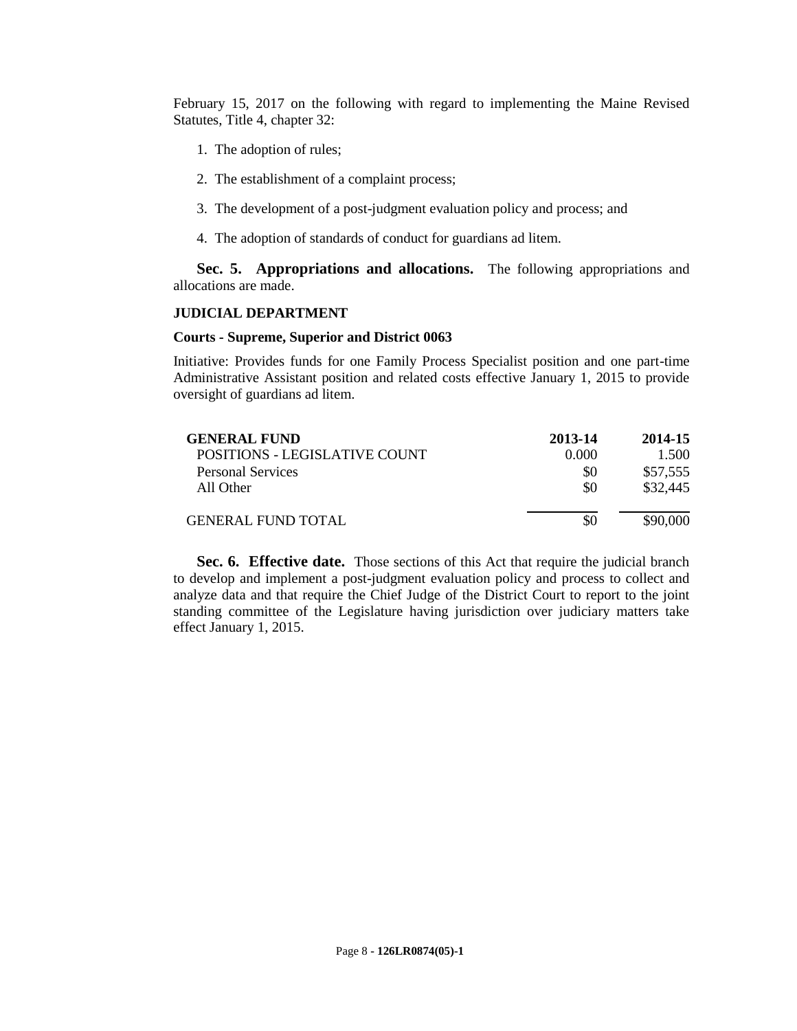February 15, 2017 on the following with regard to implementing the Maine Revised Statutes, Title 4, chapter 32:

1. The adoption of rules;

2. The establishment of a complaint process;

3. The development of a post-judgment evaluation policy and process; and

4. The adoption of standards of conduct for guardians ad litem.

**Sec. 5. Appropriations and allocations.** The following appropriations and allocations are made.

**JUDICIAL DEPARTMENT**

**Courts - Supreme, Superior and District 0063**

Initiative: Provides funds for one Family Process Specialist position and one part-time Administrative Assistant position and related costs effective January 1, 2015 to provide oversight of guardians ad litem.

| **GENERAL FUND** | **2013-14** | **2014-15** |
|---|---|---|
| POSITIONS - LEGISLATIVE COUNT | 0.000 | 1.500 |
| Personal Services | $0 | $57,555 |
| All Other | $0 | $32,445 |
| GENERAL FUND TOTAL | $0 | $90,000 |

**Sec. 6. Effective date.** Those sections of this Act that require the judicial branch to develop and implement a post-judgment evaluation policy and process to collect and analyze data and that require the Chief Judge of the District Court to report to the joint standing committee of the Legislature having jurisdiction over judiciary matters take effect January 1, 2015.